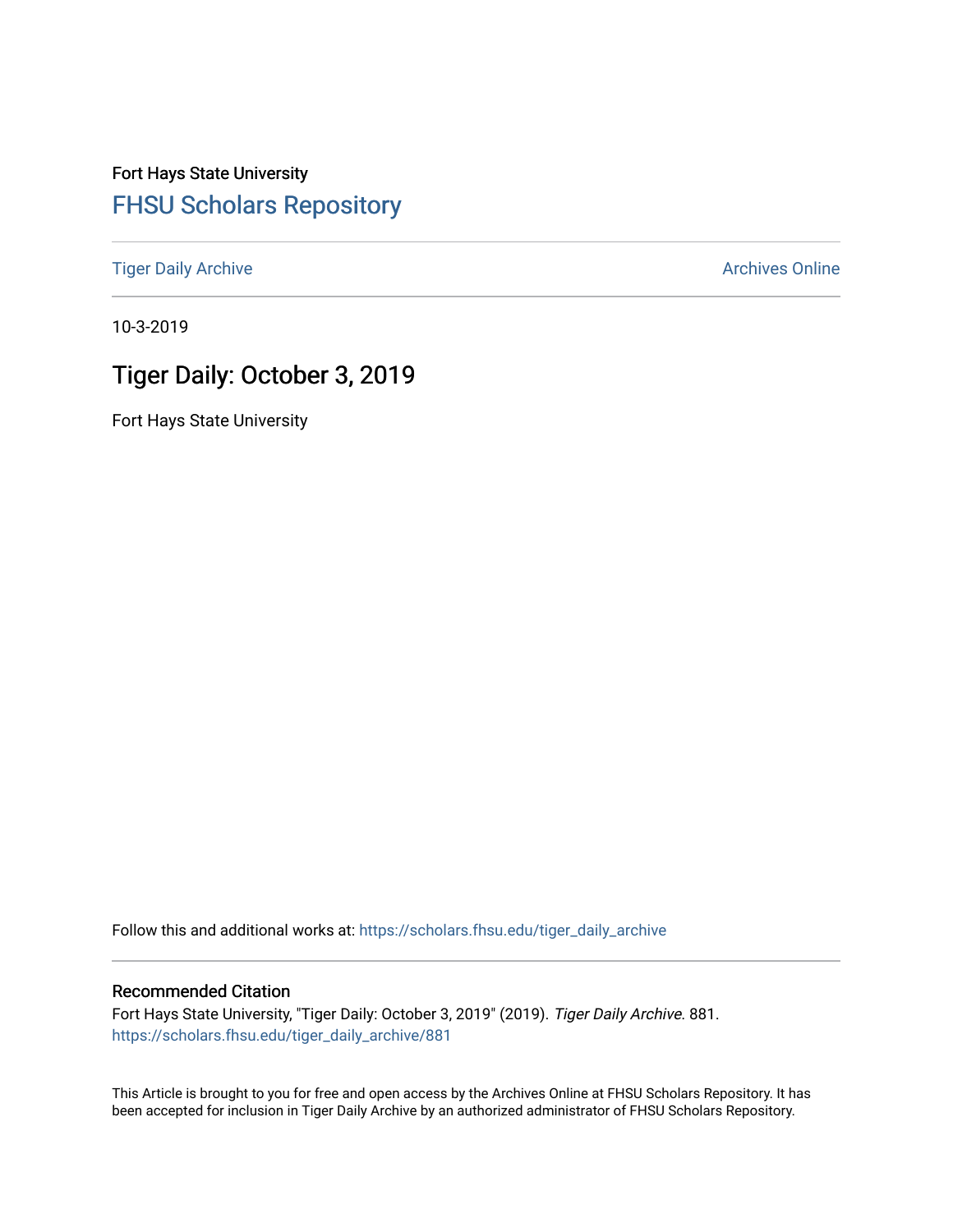Fort Hays State University

## FHSU Scholars Repository

Tiger Daily Archive

Archives Online

10-3-2019

# Tiger Daily: October 3, 2019

Fort Hays State University

Follow this and additional works at: https://scholars.fhsu.edu/tiger_daily_archive

### Recommended Citation

Fort Hays State University, "Tiger Daily: October 3, 2019" (2019). *Tiger Daily Archive*. 881.
https://scholars.fhsu.edu/tiger_daily_archive/881

This Article is brought to you for free and open access by the Archives Online at FHSU Scholars Repository. It has been accepted for inclusion in Tiger Daily Archive by an authorized administrator of FHSU Scholars Repository.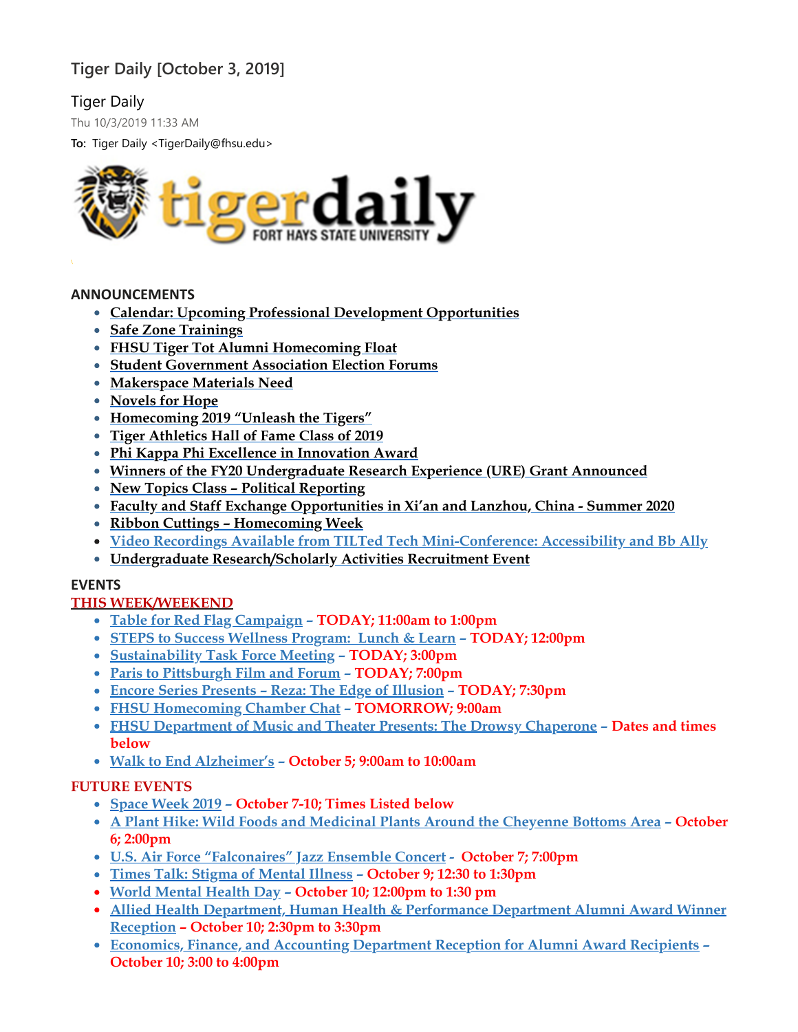# Tiger Daily [October 3, 2019]

Tiger Daily

Thu 10/3/2019 11:33 AM

**To:** Tiger Daily <TigerDaily@fhsu.edu>

**tigerdaily**
FORT HAYS STATE UNIVERSITY

## ANNOUNCEMENTS

- **Calendar: Upcoming Professional Development Opportunities**
- **Safe Zone Trainings**
- **FHSU Tiger Tot Alumni Homecoming Float**
- **Student Government Association Election Forums**
- **Makerspace Materials Need**
- **Novels for Hope**
- **Homecoming 2019 "Unleash the Tigers"**
- **Tiger Athletics Hall of Fame Class of 2019**
- **Phi Kappa Phi Excellence in Innovation Award**
- **Winners of the FY20 Undergraduate Research Experience (URE) Grant Announced**
- **New Topics Class – Political Reporting**
- **Faculty and Staff Exchange Opportunities in Xi'an and Lanzhou, China - Summer 2020**
- **Ribbon Cuttings – Homecoming Week**
- **Video Recordings Available from TILTed Tech Mini-Conference: Accessibility and Bb Ally**
- **Undergraduate Research/Scholarly Activities Recruitment Event**

## EVENTS

### THIS WEEK/WEEKEND

- **Table for Red Flag Campaign – TODAY; 11:00am to 1:00pm**
- **STEPS to Success Wellness Program: Lunch & Learn – TODAY; 12:00pm**
- **Sustainability Task Force Meeting – TODAY; 3:00pm**
- **Paris to Pittsburgh Film and Forum – TODAY; 7:00pm**
- **Encore Series Presents – Reza: The Edge of Illusion – TODAY; 7:30pm**
- **FHSU Homecoming Chamber Chat – TOMORROW; 9:00am**
- **FHSU Department of Music and Theater Presents: The Drowsy Chaperone – Dates and times below**
- **Walk to End Alzheimer's – October 5; 9:00am to 10:00am**

### FUTURE EVENTS

- **Space Week 2019 – October 7-10; Times Listed below**
- **A Plant Hike: Wild Foods and Medicinal Plants Around the Cheyenne Bottoms Area – October 6; 2:00pm**
- **U.S. Air Force "Falconaires" Jazz Ensemble Concert - October 7; 7:00pm**
- **Times Talk: Stigma of Mental Illness – October 9; 12:30 to 1:30pm**
- **World Mental Health Day – October 10; 12:00pm to 1:30 pm**
- **Allied Health Department, Human Health & Performance Department Alumni Award Winner Reception – October 10; 2:30pm to 3:30pm**
- **Economics, Finance, and Accounting Department Reception for Alumni Award Recipients – October 10; 3:00 to 4:00pm**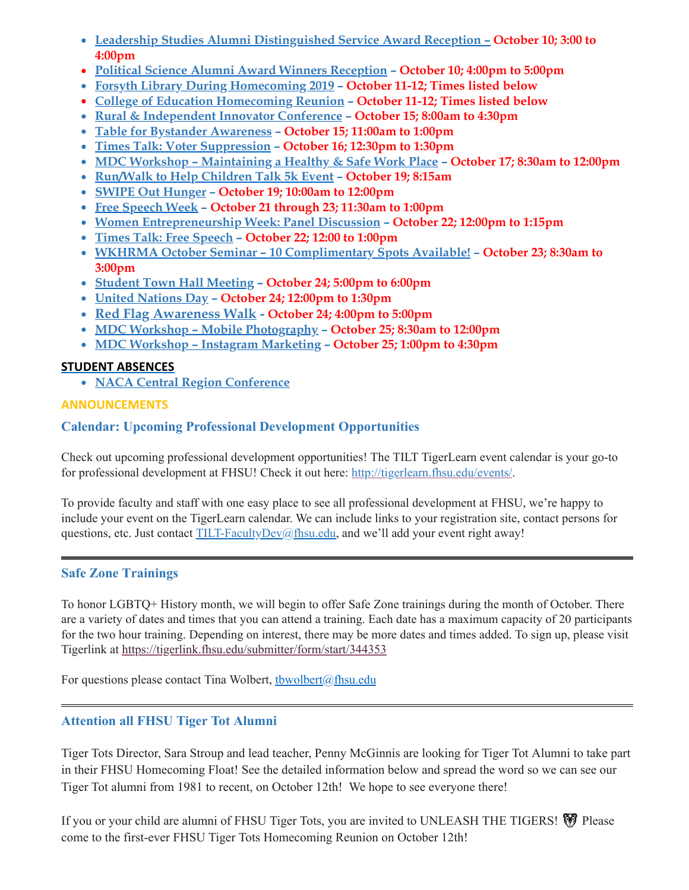- **Leadership Studies Alumni Distinguished Service Award Reception – October 10; 3:00 to 4:00pm**
- **Political Science Alumni Award Winners Reception – October 10; 4:00pm to 5:00pm**
- **Forsyth Library During Homecoming 2019 – October 11-12; Times listed below**
- **College of Education Homecoming Reunion – October 11-12; Times listed below**
- **Rural & Independent Innovator Conference – October 15; 8:00am to 4:30pm**
- **Table for Bystander Awareness – October 15; 11:00am to 1:00pm**
- **Times Talk: Voter Suppression – October 16; 12:30pm to 1:30pm**
- **MDC Workshop – Maintaining a Healthy & Safe Work Place – October 17; 8:30am to 12:00pm**
- **Run/Walk to Help Children Talk 5k Event – October 19; 8:15am**
- **SWIPE Out Hunger – October 19; 10:00am to 12:00pm**
- **Free Speech Week – October 21 through 23; 11:30am to 1:00pm**
- **Women Entrepreneurship Week: Panel Discussion – October 22; 12:00pm to 1:15pm**
- **Times Talk: Free Speech – October 22; 12:00 to 1:00pm**
- **WKHRMA October Seminar – 10 Complimentary Spots Available! – October 23; 8:30am to 3:00pm**
- **Student Town Hall Meeting – October 24; 5:00pm to 6:00pm**
- **United Nations Day – October 24; 12:00pm to 1:30pm**
- **Red Flag Awareness Walk - October 24; 4:00pm to 5:00pm**
- **MDC Workshop – Mobile Photography – October 25; 8:30am to 12:00pm**
- **MDC Workshop – Instagram Marketing – October 25; 1:00pm to 4:30pm**

**STUDENT ABSENCES**

- **NACA Central Region Conference**

**ANNOUNCEMENTS**

### Calendar: Upcoming Professional Development Opportunities

Check out upcoming professional development opportunities! The TILT TigerLearn event calendar is your go-to for professional development at FHSU! Check it out here: http://tigerlearn.fhsu.edu/events/.

To provide faculty and staff with one easy place to see all professional development at FHSU, we're happy to include your event on the TigerLearn calendar. We can include links to your registration site, contact persons for questions, etc. Just contact TILT-FacultyDev@fhsu.edu, and we'll add your event right away!

---

### Safe Zone Trainings

To honor LGBTQ+ History month, we will begin to offer Safe Zone trainings during the month of October. There are a variety of dates and times that you can attend a training. Each date has a maximum capacity of 20 participants for the two hour training. Depending on interest, there may be more dates and times added. To sign up, please visit Tigerlink at https://tigerlink.fhsu.edu/submitter/form/start/344353

For questions please contact Tina Wolbert, tbwolbert@fhsu.edu

---

### Attention all FHSU Tiger Tot Alumni

Tiger Tots Director, Sara Stroup and lead teacher, Penny McGinnis are looking for Tiger Tot Alumni to take part in their FHSU Homecoming Float! See the detailed information below and spread the word so we can see our Tiger Tot alumni from 1981 to recent, on October 12th! We hope to see everyone there!

If you or your child are alumni of FHSU Tiger Tots, you are invited to UNLEASH THE TIGERS! 🐯 Please come to the first-ever FHSU Tiger Tots Homecoming Reunion on October 12th!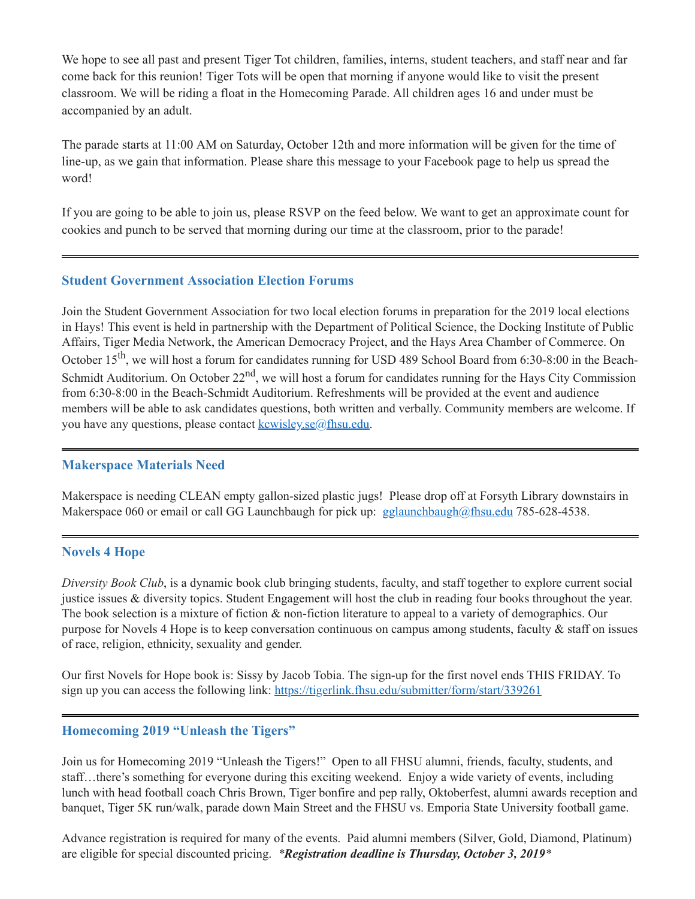We hope to see all past and present Tiger Tot children, families, interns, student teachers, and staff near and far come back for this reunion! Tiger Tots will be open that morning if anyone would like to visit the present classroom. We will be riding a float in the Homecoming Parade. All children ages 16 and under must be accompanied by an adult.

The parade starts at 11:00 AM on Saturday, October 12th and more information will be given for the time of line-up, as we gain that information. Please share this message to your Facebook page to help us spread the word!

If you are going to be able to join us, please RSVP on the feed below. We want to get an approximate count for cookies and punch to be served that morning during our time at the classroom, prior to the parade!

---

### Student Government Association Election Forums

Join the Student Government Association for two local election forums in preparation for the 2019 local elections in Hays! This event is held in partnership with the Department of Political Science, the Docking Institute of Public Affairs, Tiger Media Network, the American Democracy Project, and the Hays Area Chamber of Commerce. On October 15th, we will host a forum for candidates running for USD 489 School Board from 6:30-8:00 in the Beach-Schmidt Auditorium. On October 22nd, we will host a forum for candidates running for the Hays City Commission from 6:30-8:00 in the Beach-Schmidt Auditorium. Refreshments will be provided at the event and audience members will be able to ask candidates questions, both written and verbally. Community members are welcome. If you have any questions, please contact kcwisley.se@fhsu.edu.

---

### Makerspace Materials Need

Makerspace is needing CLEAN empty gallon-sized plastic jugs! Please drop off at Forsyth Library downstairs in Makerspace 060 or email or call GG Launchbaugh for pick up: gglaunchbaugh@fhsu.edu 785-628-4538.

---

### Novels 4 Hope

*Diversity Book Club*, is a dynamic book club bringing students, faculty, and staff together to explore current social justice issues & diversity topics. Student Engagement will host the club in reading four books throughout the year. The book selection is a mixture of fiction & non-fiction literature to appeal to a variety of demographics. Our purpose for Novels 4 Hope is to keep conversation continuous on campus among students, faculty & staff on issues of race, religion, ethnicity, sexuality and gender.

Our first Novels for Hope book is: Sissy by Jacob Tobia. The sign-up for the first novel ends THIS FRIDAY. To sign up you can access the following link: https://tigerlink.fhsu.edu/submitter/form/start/339261

---

### Homecoming 2019 "Unleash the Tigers"

Join us for Homecoming 2019 "Unleash the Tigers!" Open to all FHSU alumni, friends, faculty, students, and staff…there's something for everyone during this exciting weekend. Enjoy a wide variety of events, including lunch with head football coach Chris Brown, Tiger bonfire and pep rally, Oktoberfest, alumni awards reception and banquet, Tiger 5K run/walk, parade down Main Street and the FHSU vs. Emporia State University football game.

Advance registration is required for many of the events. Paid alumni members (Silver, Gold, Diamond, Platinum) are eligible for special discounted pricing. ***\*Registration deadline is Thursday, October 3, 2019\****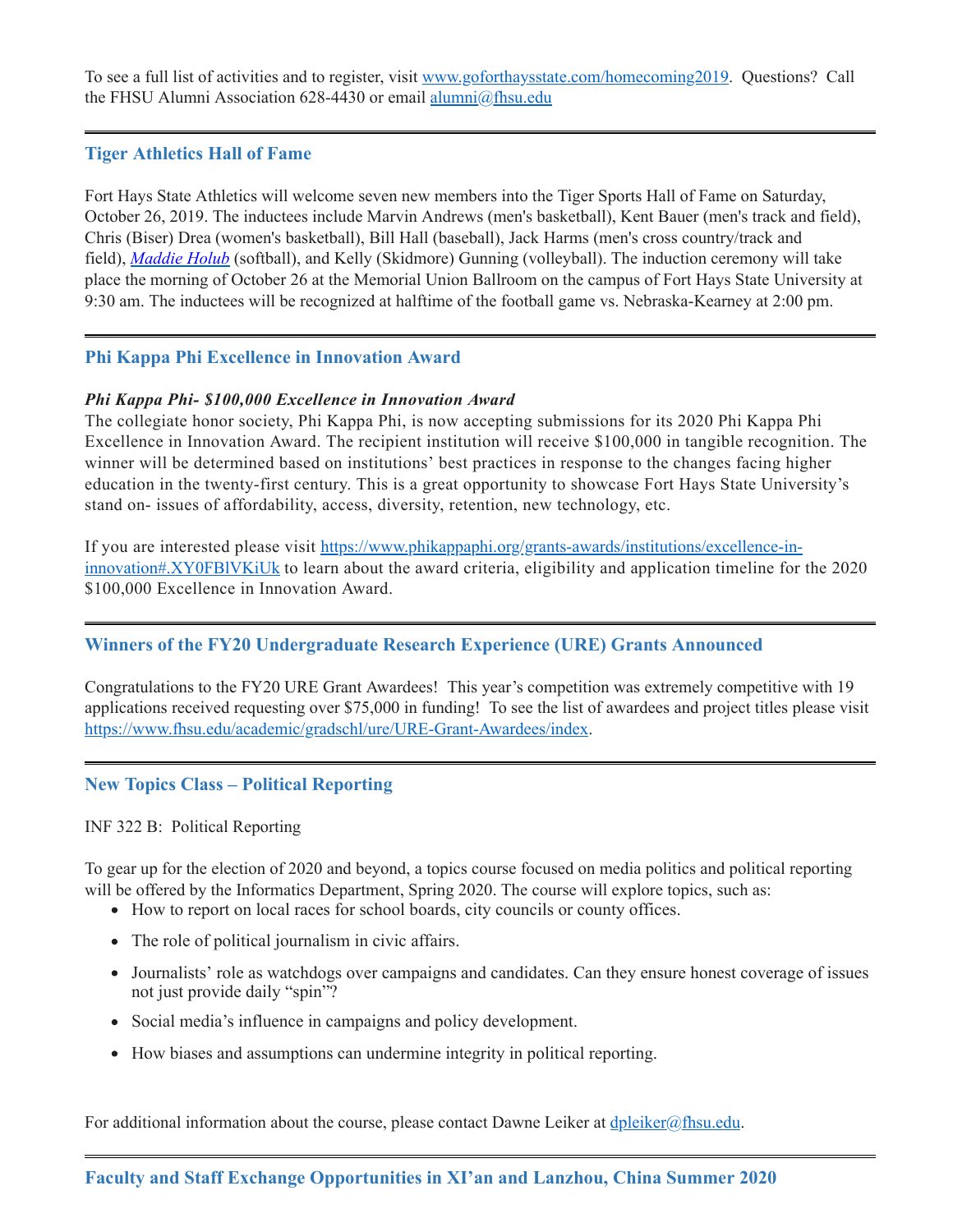To see a full list of activities and to register, visit [www.goforthaysstate.com/homecoming2019](http://www.goforthaysstate.com/homecoming2019). Questions? Call the FHSU Alumni Association 628-4430 or email [alumni@fhsu.edu](mailto:alumni@fhsu.edu)

---

## Tiger Athletics Hall of Fame

Fort Hays State Athletics will welcome seven new members into the Tiger Sports Hall of Fame on Saturday, October 26, 2019. The inductees include Marvin Andrews (men's basketball), Kent Bauer (men's track and field), Chris (Biser) Drea (women's basketball), Bill Hall (baseball), Jack Harms (men's cross country/track and field), *Maddie Holub* (softball), and Kelly (Skidmore) Gunning (volleyball). The induction ceremony will take place the morning of October 26 at the Memorial Union Ballroom on the campus of Fort Hays State University at 9:30 am. The inductees will be recognized at halftime of the football game vs. Nebraska-Kearney at 2:00 pm.

---

## Phi Kappa Phi Excellence in Innovation Award

***Phi Kappa Phi- $100,000 Excellence in Innovation Award***

The collegiate honor society, Phi Kappa Phi, is now accepting submissions for its 2020 Phi Kappa Phi Excellence in Innovation Award. The recipient institution will receive $100,000 in tangible recognition. The winner will be determined based on institutions' best practices in response to the changes facing higher education in the twenty-first century. This is a great opportunity to showcase Fort Hays State University's stand on- issues of affordability, access, diversity, retention, new technology, etc.

If you are interested please visit [https://www.phikappaphi.org/grants-awards/institutions/excellence-in-innovation#.XY0FBlVKiUk](https://www.phikappaphi.org/grants-awards/institutions/excellence-in-innovation#.XY0FBlVKiUk) to learn about the award criteria, eligibility and application timeline for the 2020 $100,000 Excellence in Innovation Award.

---

## Winners of the FY20 Undergraduate Research Experience (URE) Grants Announced

Congratulations to the FY20 URE Grant Awardees! This year's competition was extremely competitive with 19 applications received requesting over $75,000 in funding! To see the list of awardees and project titles please visit [https://www.fhsu.edu/academic/gradschl/ure/URE-Grant-Awardees/index](https://www.fhsu.edu/academic/gradschl/ure/URE-Grant-Awardees/index).

---

## New Topics Class – Political Reporting

INF 322 B: Political Reporting

To gear up for the election of 2020 and beyond, a topics course focused on media politics and political reporting will be offered by the Informatics Department, Spring 2020. The course will explore topics, such as:

- How to report on local races for school boards, city councils or county offices.
- The role of political journalism in civic affairs.
- Journalists' role as watchdogs over campaigns and candidates. Can they ensure honest coverage of issues not just provide daily "spin"?
- Social media's influence in campaigns and policy development.
- How biases and assumptions can undermine integrity in political reporting.

For additional information about the course, please contact Dawne Leiker at [dpleiker@fhsu.edu](mailto:dpleiker@fhsu.edu).

---

## Faculty and Staff Exchange Opportunities in XI'an and Lanzhou, China Summer 2020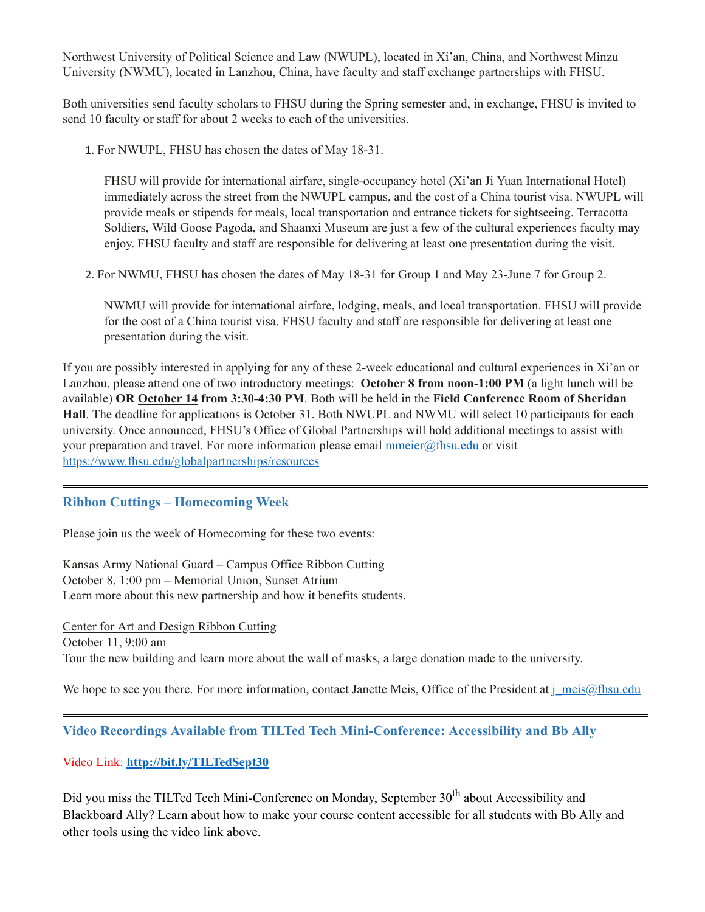Northwest University of Political Science and Law (NWUPL), located in Xi'an, China, and Northwest Minzu University (NWMU), located in Lanzhou, China, have faculty and staff exchange partnerships with FHSU.

Both universities send faculty scholars to FHSU during the Spring semester and, in exchange, FHSU is invited to send 10 faculty or staff for about 2 weeks to each of the universities.

1. For NWUPL, FHSU has chosen the dates of May 18-31.

   FHSU will provide for international airfare, single-occupancy hotel (Xi'an Ji Yuan International Hotel) immediately across the street from the NWUPL campus, and the cost of a China tourist visa. NWUPL will provide meals or stipends for meals, local transportation and entrance tickets for sightseeing. Terracotta Soldiers, Wild Goose Pagoda, and Shaanxi Museum are just a few of the cultural experiences faculty may enjoy. FHSU faculty and staff are responsible for delivering at least one presentation during the visit.

2. For NWMU, FHSU has chosen the dates of May 18-31 for Group 1 and May 23-June 7 for Group 2.

   NWMU will provide for international airfare, lodging, meals, and local transportation. FHSU will provide for the cost of a China tourist visa. FHSU faculty and staff are responsible for delivering at least one presentation during the visit.

If you are possibly interested in applying for any of these 2-week educational and cultural experiences in Xi'an or Lanzhou, please attend one of two introductory meetings: **October 8 from noon-1:00 PM** (a light lunch will be available) **OR October 14 from 3:30-4:30 PM**. Both will be held in the **Field Conference Room of Sheridan Hall**. The deadline for applications is October 31. Both NWUPL and NWMU will select 10 participants for each university. Once announced, FHSU's Office of Global Partnerships will hold additional meetings to assist with your preparation and travel. For more information please email mmeier@fhsu.edu or visit https://www.fhsu.edu/globalpartnerships/resources

---

## Ribbon Cuttings – Homecoming Week

Please join us the week of Homecoming for these two events:

Kansas Army National Guard – Campus Office Ribbon Cutting
October 8, 1:00 pm – Memorial Union, Sunset Atrium
Learn more about this new partnership and how it benefits students.

Center for Art and Design Ribbon Cutting
October 11, 9:00 am
Tour the new building and learn more about the wall of masks, a large donation made to the university.

We hope to see you there. For more information, contact Janette Meis, Office of the President at j_meis@fhsu.edu

---

## Video Recordings Available from TILTed Tech Mini-Conference: Accessibility and Bb Ally

Video Link: **http://bit.ly/TILTedSept30**

Did you miss the TILTed Tech Mini-Conference on Monday, September 30th about Accessibility and Blackboard Ally? Learn about how to make your course content accessible for all students with Bb Ally and other tools using the video link above.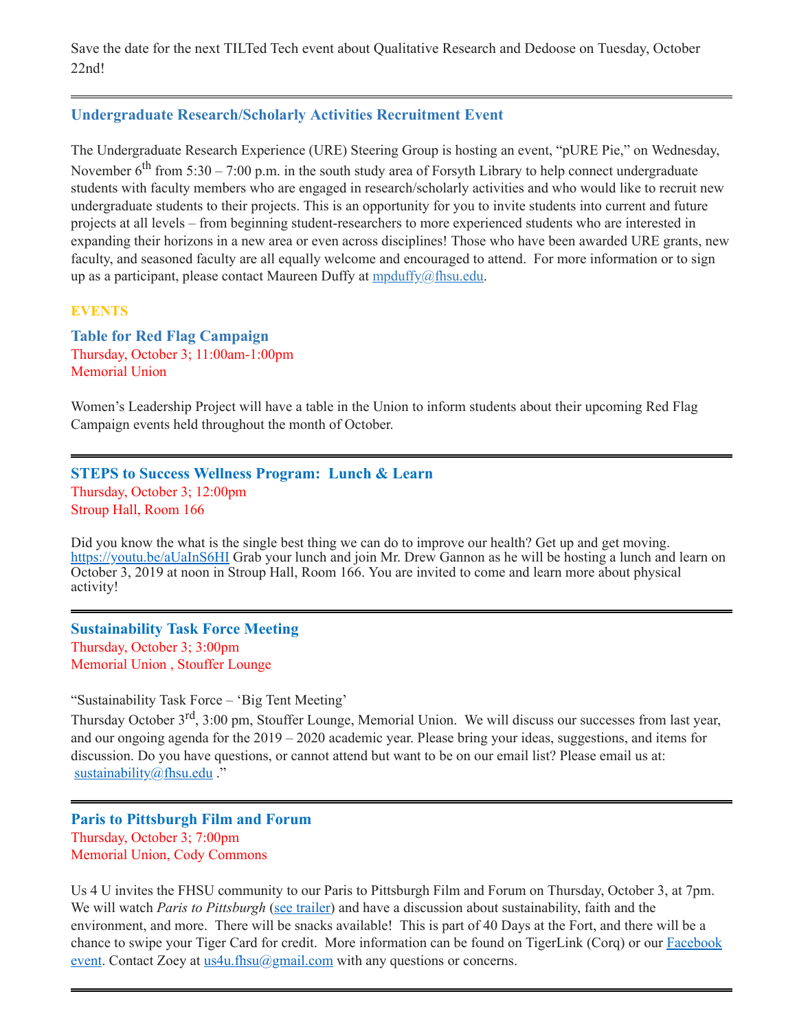Save the date for the next TILTed Tech event about Qualitative Research and Dedoose on Tuesday, October 22nd!

---

### Undergraduate Research/Scholarly Activities Recruitment Event

The Undergraduate Research Experience (URE) Steering Group is hosting an event, "pURE Pie," on Wednesday, November 6th from 5:30 – 7:00 p.m. in the south study area of Forsyth Library to help connect undergraduate students with faculty members who are engaged in research/scholarly activities and who would like to recruit new undergraduate students to their projects. This is an opportunity for you to invite students into current and future projects at all levels – from beginning student-researchers to more experienced students who are interested in expanding their horizons in a new area or even across disciplines! Those who have been awarded URE grants, new faculty, and seasoned faculty are all equally welcome and encouraged to attend. For more information or to sign up as a participant, please contact Maureen Duffy at mpduffy@fhsu.edu.

## EVENTS

### Table for Red Flag Campaign

Thursday, October 3; 11:00am-1:00pm
Memorial Union

Women's Leadership Project will have a table in the Union to inform students about their upcoming Red Flag Campaign events held throughout the month of October.

---

### STEPS to Success Wellness Program: Lunch & Learn

Thursday, October 3; 12:00pm
Stroup Hall, Room 166

Did you know the what is the single best thing we can do to improve our health? Get up and get moving. https://youtu.be/aUaInS6HI Grab your lunch and join Mr. Drew Gannon as he will be hosting a lunch and learn on October 3, 2019 at noon in Stroup Hall, Room 166. You are invited to come and learn more about physical activity!

---

### Sustainability Task Force Meeting

Thursday, October 3; 3:00pm
Memorial Union , Stouffer Lounge

"Sustainability Task Force – 'Big Tent Meeting'
Thursday October 3rd, 3:00 pm, Stouffer Lounge, Memorial Union. We will discuss our successes from last year, and our ongoing agenda for the 2019 – 2020 academic year. Please bring your ideas, suggestions, and items for discussion. Do you have questions, or cannot attend but want to be on our email list? Please email us at: sustainability@fhsu.edu ."

---

### Paris to Pittsburgh Film and Forum

Thursday, October 3; 7:00pm
Memorial Union, Cody Commons

Us 4 U invites the FHSU community to our Paris to Pittsburgh Film and Forum on Thursday, October 3, at 7pm. We will watch *Paris to Pittsburgh* (see trailer) and have a discussion about sustainability, faith and the environment, and more. There will be snacks available! This is part of 40 Days at the Fort, and there will be a chance to swipe your Tiger Card for credit. More information can be found on TigerLink (Corq) or our Facebook event. Contact Zoey at us4u.fhsu@gmail.com with any questions or concerns.

---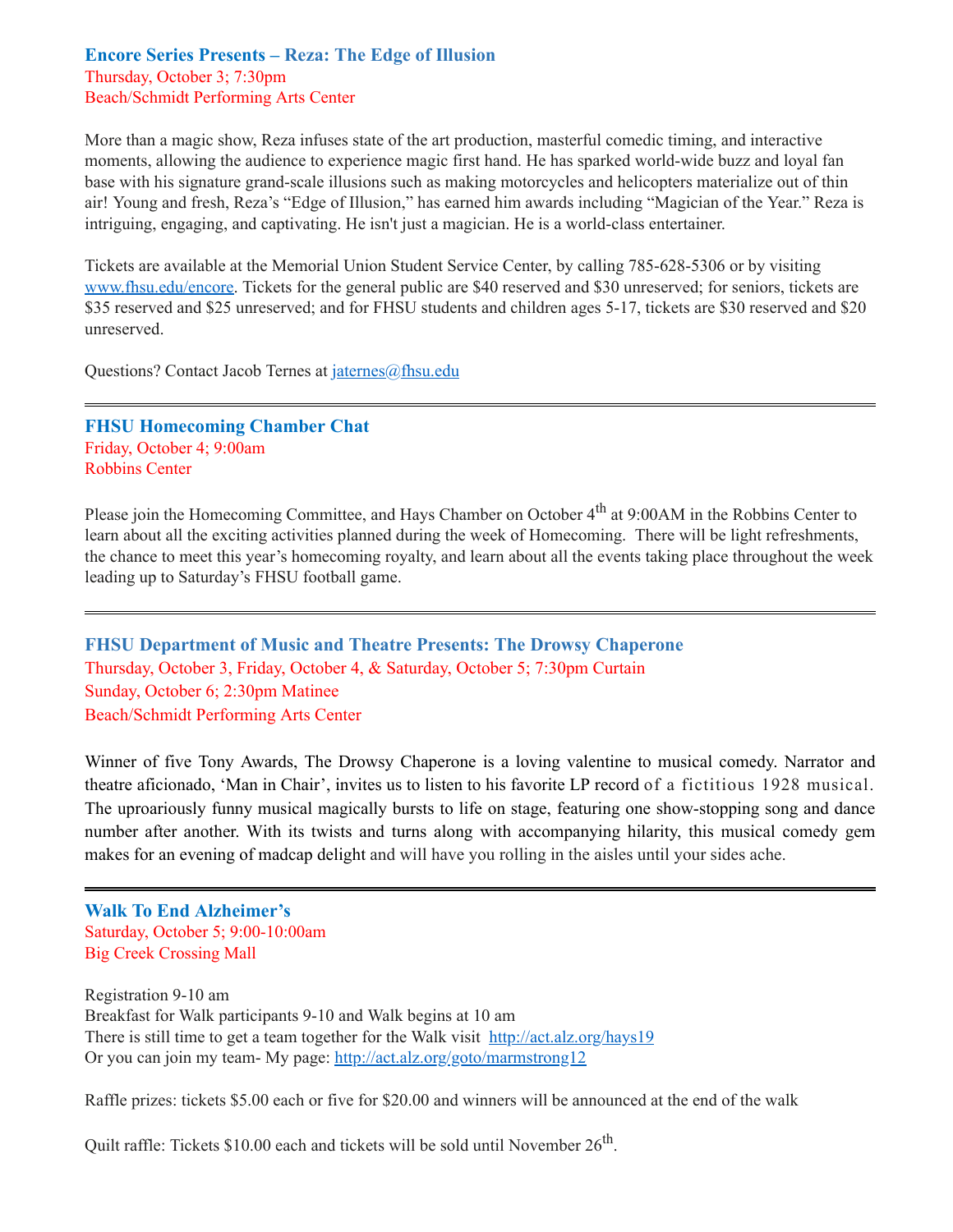### Encore Series Presents – Reza: The Edge of Illusion

Thursday, October 3; 7:30pm
Beach/Schmidt Performing Arts Center

More than a magic show, Reza infuses state of the art production, masterful comedic timing, and interactive moments, allowing the audience to experience magic first hand. He has sparked world-wide buzz and loyal fan base with his signature grand-scale illusions such as making motorcycles and helicopters materialize out of thin air! Young and fresh, Reza's "Edge of Illusion," has earned him awards including "Magician of the Year." Reza is intriguing, engaging, and captivating. He isn't just a magician. He is a world-class entertainer.

Tickets are available at the Memorial Union Student Service Center, by calling 785-628-5306 or by visiting www.fhsu.edu/encore. Tickets for the general public are $40 reserved and $30 unreserved; for seniors, tickets are $35 reserved and $25 unreserved; and for FHSU students and children ages 5-17, tickets are $30 reserved and $20 unreserved.

Questions? Contact Jacob Ternes at jaternes@fhsu.edu

---

### FHSU Homecoming Chamber Chat

Friday, October 4; 9:00am
Robbins Center

Please join the Homecoming Committee, and Hays Chamber on October 4th at 9:00AM in the Robbins Center to learn about all the exciting activities planned during the week of Homecoming. There will be light refreshments, the chance to meet this year's homecoming royalty, and learn about all the events taking place throughout the week leading up to Saturday's FHSU football game.

---

### FHSU Department of Music and Theatre Presents: The Drowsy Chaperone

Thursday, October 3, Friday, October 4, & Saturday, October 5; 7:30pm Curtain
Sunday, October 6; 2:30pm Matinee
Beach/Schmidt Performing Arts Center

Winner of five Tony Awards, The Drowsy Chaperone is a loving valentine to musical comedy. Narrator and theatre aficionado, 'Man in Chair', invites us to listen to his favorite LP record of a fictitious 1928 musical. The uproariously funny musical magically bursts to life on stage, featuring one show-stopping song and dance number after another. With its twists and turns along with accompanying hilarity, this musical comedy gem makes for an evening of madcap delight and will have you rolling in the aisles until your sides ache.

---

### Walk To End Alzheimer's

Saturday, October 5; 9:00-10:00am
Big Creek Crossing Mall

Registration 9-10 am
Breakfast for Walk participants 9-10 and Walk begins at 10 am
There is still time to get a team together for the Walk visit http://act.alz.org/hays19
Or you can join my team- My page: http://act.alz.org/goto/marmstrong12

Raffle prizes: tickets $5.00 each or five for $20.00 and winners will be announced at the end of the walk

Quilt raffle: Tickets $10.00 each and tickets will be sold until November 26th.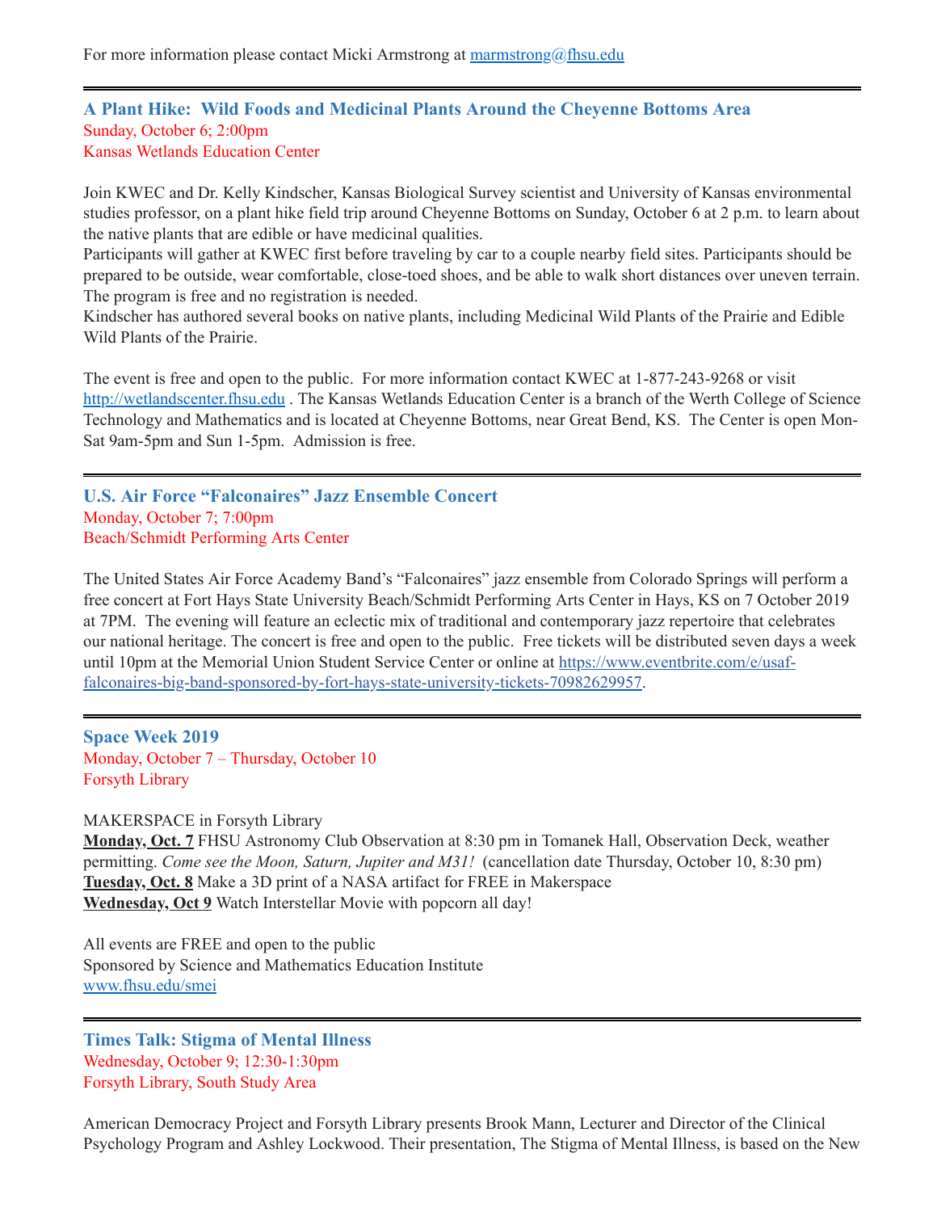For more information please contact Micki Armstrong at marmstrong@fhsu.edu

---

### A Plant Hike: Wild Foods and Medicinal Plants Around the Cheyenne Bottoms Area

Sunday, October 6; 2:00pm
Kansas Wetlands Education Center

Join KWEC and Dr. Kelly Kindscher, Kansas Biological Survey scientist and University of Kansas environmental studies professor, on a plant hike field trip around Cheyenne Bottoms on Sunday, October 6 at 2 p.m. to learn about the native plants that are edible or have medicinal qualities.
Participants will gather at KWEC first before traveling by car to a couple nearby field sites. Participants should be prepared to be outside, wear comfortable, close-toed shoes, and be able to walk short distances over uneven terrain. The program is free and no registration is needed.
Kindscher has authored several books on native plants, including Medicinal Wild Plants of the Prairie and Edible Wild Plants of the Prairie.

The event is free and open to the public. For more information contact KWEC at 1-877-243-9268 or visit http://wetlandscenter.fhsu.edu . The Kansas Wetlands Education Center is a branch of the Werth College of Science Technology and Mathematics and is located at Cheyenne Bottoms, near Great Bend, KS. The Center is open Mon-Sat 9am-5pm and Sun 1-5pm. Admission is free.

---

### U.S. Air Force "Falconaires" Jazz Ensemble Concert

Monday, October 7; 7:00pm
Beach/Schmidt Performing Arts Center

The United States Air Force Academy Band's "Falconaires" jazz ensemble from Colorado Springs will perform a free concert at Fort Hays State University Beach/Schmidt Performing Arts Center in Hays, KS on 7 October 2019 at 7PM. The evening will feature an eclectic mix of traditional and contemporary jazz repertoire that celebrates our national heritage. The concert is free and open to the public. Free tickets will be distributed seven days a week until 10pm at the Memorial Union Student Service Center or online at https://www.eventbrite.com/e/usaf-falconaires-big-band-sponsored-by-fort-hays-state-university-tickets-70982629957.

---

### Space Week 2019

Monday, October 7 – Thursday, October 10
Forsyth Library

MAKERSPACE in Forsyth Library
**Monday, Oct. 7** FHSU Astronomy Club Observation at 8:30 pm in Tomanek Hall, Observation Deck, weather permitting. *Come see the Moon, Saturn, Jupiter and M31!* (cancellation date Thursday, October 10, 8:30 pm)
**Tuesday, Oct. 8** Make a 3D print of a NASA artifact for FREE in Makerspace
**Wednesday, Oct 9** Watch Interstellar Movie with popcorn all day!

All events are FREE and open to the public
Sponsored by Science and Mathematics Education Institute
www.fhsu.edu/smei

---

### Times Talk: Stigma of Mental Illness

Wednesday, October 9; 12:30-1:30pm
Forsyth Library, South Study Area

American Democracy Project and Forsyth Library presents Brook Mann, Lecturer and Director of the Clinical Psychology Program and Ashley Lockwood. Their presentation, The Stigma of Mental Illness, is based on the New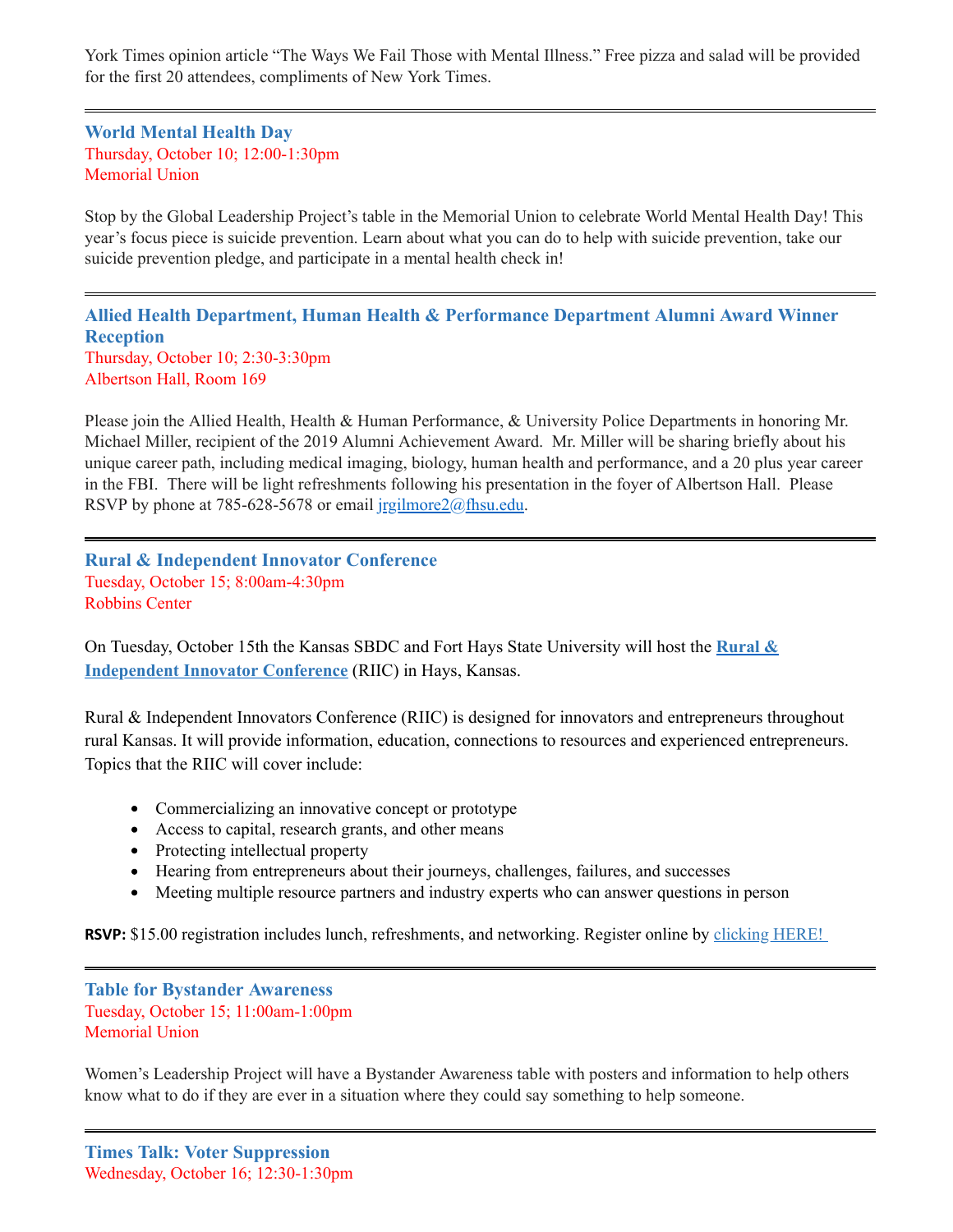York Times opinion article "The Ways We Fail Those with Mental Illness." Free pizza and salad will be provided for the first 20 attendees, compliments of New York Times.

---

### World Mental Health Day

Thursday, October 10; 12:00-1:30pm
Memorial Union

Stop by the Global Leadership Project's table in the Memorial Union to celebrate World Mental Health Day! This year's focus piece is suicide prevention. Learn about what you can do to help with suicide prevention, take our suicide prevention pledge, and participate in a mental health check in!

---

### Allied Health Department, Human Health & Performance Department Alumni Award Winner Reception

Thursday, October 10; 2:30-3:30pm
Albertson Hall, Room 169

Please join the Allied Health, Health & Human Performance, & University Police Departments in honoring Mr. Michael Miller, recipient of the 2019 Alumni Achievement Award. Mr. Miller will be sharing briefly about his unique career path, including medical imaging, biology, human health and performance, and a 20 plus year career in the FBI. There will be light refreshments following his presentation in the foyer of Albertson Hall. Please RSVP by phone at 785-628-5678 or email jrgilmore2@fhsu.edu.

---

### Rural & Independent Innovator Conference

Tuesday, October 15; 8:00am-4:30pm
Robbins Center

On Tuesday, October 15th the Kansas SBDC and Fort Hays State University will host the **Rural & Independent Innovator Conference** (RIIC) in Hays, Kansas.

Rural & Independent Innovators Conference (RIIC) is designed for innovators and entrepreneurs throughout rural Kansas. It will provide information, education, connections to resources and experienced entrepreneurs. Topics that the RIIC will cover include:

- Commercializing an innovative concept or prototype
- Access to capital, research grants, and other means
- Protecting intellectual property
- Hearing from entrepreneurs about their journeys, challenges, failures, and successes
- Meeting multiple resource partners and industry experts who can answer questions in person

**RSVP:** $15.00 registration includes lunch, refreshments, and networking. Register online by clicking HERE!

---

### Table for Bystander Awareness

Tuesday, October 15; 11:00am-1:00pm
Memorial Union

Women's Leadership Project will have a Bystander Awareness table with posters and information to help others know what to do if they are ever in a situation where they could say something to help someone.

---

### Times Talk: Voter Suppression

Wednesday, October 16; 12:30-1:30pm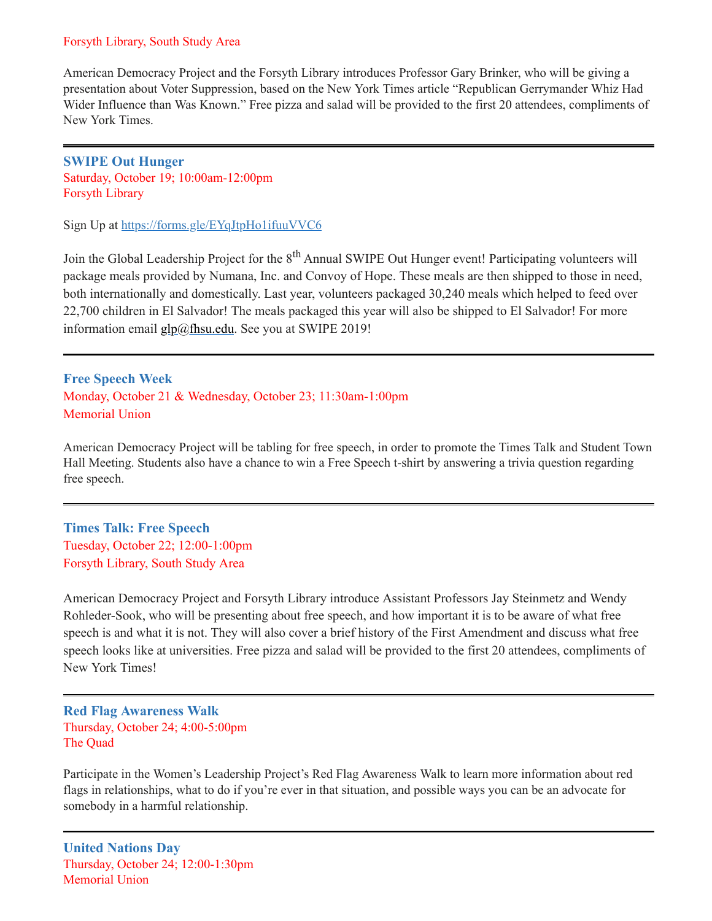Forsyth Library, South Study Area

American Democracy Project and the Forsyth Library introduces Professor Gary Brinker, who will be giving a presentation about Voter Suppression, based on the New York Times article "Republican Gerrymander Whiz Had Wider Influence than Was Known." Free pizza and salad will be provided to the first 20 attendees, compliments of New York Times.

---

### SWIPE Out Hunger

Saturday, October 19; 10:00am-12:00pm
Forsyth Library

Sign Up at https://forms.gle/EYqJtpHo1ifuuVVC6

Join the Global Leadership Project for the 8th Annual SWIPE Out Hunger event! Participating volunteers will package meals provided by Numana, Inc. and Convoy of Hope. These meals are then shipped to those in need, both internationally and domestically. Last year, volunteers packaged 30,240 meals which helped to feed over 22,700 children in El Salvador! The meals packaged this year will also be shipped to El Salvador! For more information email glp@fhsu.edu. See you at SWIPE 2019!

---

### Free Speech Week

Monday, October 21 & Wednesday, October 23; 11:30am-1:00pm
Memorial Union

American Democracy Project will be tabling for free speech, in order to promote the Times Talk and Student Town Hall Meeting. Students also have a chance to win a Free Speech t-shirt by answering a trivia question regarding free speech.

---

### Times Talk: Free Speech

Tuesday, October 22; 12:00-1:00pm
Forsyth Library, South Study Area

American Democracy Project and Forsyth Library introduce Assistant Professors Jay Steinmetz and Wendy Rohleder-Sook, who will be presenting about free speech, and how important it is to be aware of what free speech is and what it is not. They will also cover a brief history of the First Amendment and discuss what free speech looks like at universities. Free pizza and salad will be provided to the first 20 attendees, compliments of New York Times!

---

### Red Flag Awareness Walk

Thursday, October 24; 4:00-5:00pm
The Quad

Participate in the Women's Leadership Project's Red Flag Awareness Walk to learn more information about red flags in relationships, what to do if you're ever in that situation, and possible ways you can be an advocate for somebody in a harmful relationship.

---

### United Nations Day

Thursday, October 24; 12:00-1:30pm
Memorial Union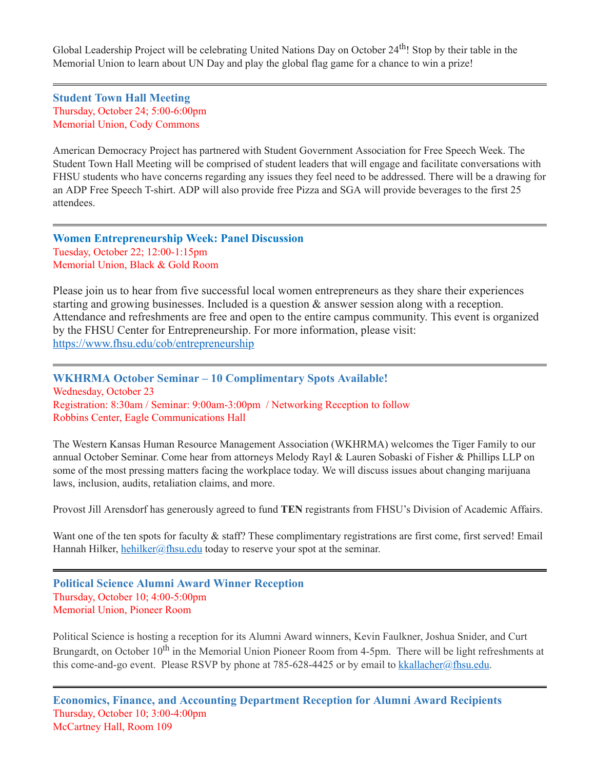Global Leadership Project will be celebrating United Nations Day on October 24th! Stop by their table in the Memorial Union to learn about UN Day and play the global flag game for a chance to win a prize!

---

### Student Town Hall Meeting

Thursday, October 24; 5:00-6:00pm
Memorial Union, Cody Commons

American Democracy Project has partnered with Student Government Association for Free Speech Week. The Student Town Hall Meeting will be comprised of student leaders that will engage and facilitate conversations with FHSU students who have concerns regarding any issues they feel need to be addressed. There will be a drawing for an ADP Free Speech T-shirt. ADP will also provide free Pizza and SGA will provide beverages to the first 25 attendees.

---

### Women Entrepreneurship Week: Panel Discussion

Tuesday, October 22; 12:00-1:15pm
Memorial Union, Black & Gold Room

Please join us to hear from five successful local women entrepreneurs as they share their experiences starting and growing businesses. Included is a question & answer session along with a reception. Attendance and refreshments are free and open to the entire campus community. This event is organized by the FHSU Center for Entrepreneurship. For more information, please visit: https://www.fhsu.edu/cob/entrepreneurship

---

### WKHRMA October Seminar – 10 Complimentary Spots Available!

Wednesday, October 23
Registration: 8:30am / Seminar: 9:00am-3:00pm / Networking Reception to follow
Robbins Center, Eagle Communications Hall

The Western Kansas Human Resource Management Association (WKHRMA) welcomes the Tiger Family to our annual October Seminar. Come hear from attorneys Melody Rayl & Lauren Sobaski of Fisher & Phillips LLP on some of the most pressing matters facing the workplace today. We will discuss issues about changing marijuana laws, inclusion, audits, retaliation claims, and more.

Provost Jill Arensdorf has generously agreed to fund **TEN** registrants from FHSU's Division of Academic Affairs.

Want one of the ten spots for faculty & staff? These complimentary registrations are first come, first served! Email Hannah Hilker, hehilker@fhsu.edu today to reserve your spot at the seminar.

---

### Political Science Alumni Award Winner Reception

Thursday, October 10; 4:00-5:00pm
Memorial Union, Pioneer Room

Political Science is hosting a reception for its Alumni Award winners, Kevin Faulkner, Joshua Snider, and Curt Brungardt, on October 10th in the Memorial Union Pioneer Room from 4-5pm. There will be light refreshments at this come-and-go event. Please RSVP by phone at 785-628-4425 or by email to kkallacher@fhsu.edu.

---

### Economics, Finance, and Accounting Department Reception for Alumni Award Recipients

Thursday, October 10; 3:00-4:00pm
McCartney Hall, Room 109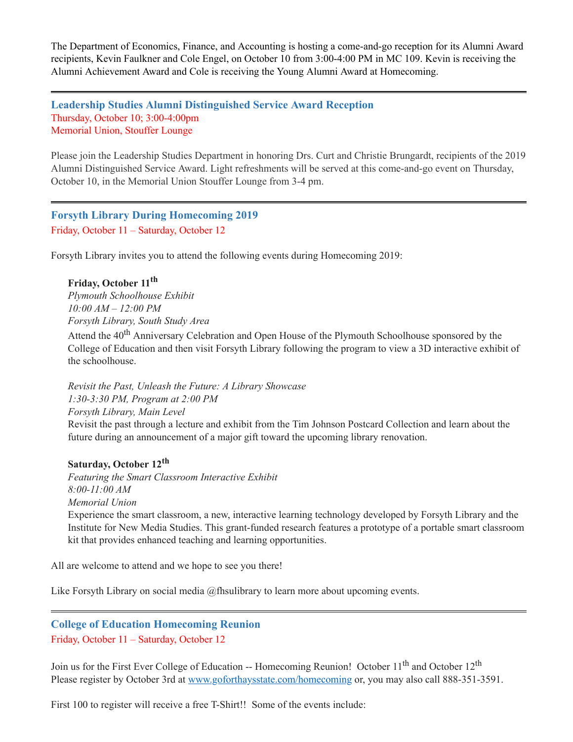The Department of Economics, Finance, and Accounting is hosting a come-and-go reception for its Alumni Award recipients, Kevin Faulkner and Cole Engel, on October 10 from 3:00-4:00 PM in MC 109. Kevin is receiving the Alumni Achievement Award and Cole is receiving the Young Alumni Award at Homecoming.

---

### Leadership Studies Alumni Distinguished Service Award Reception

Thursday, October 10; 3:00-4:00pm
Memorial Union, Stouffer Lounge

Please join the Leadership Studies Department in honoring Drs. Curt and Christie Brungardt, recipients of the 2019 Alumni Distinguished Service Award. Light refreshments will be served at this come-and-go event on Thursday, October 10, in the Memorial Union Stouffer Lounge from 3-4 pm.

---

### Forsyth Library During Homecoming 2019

Friday, October 11 – Saturday, October 12

Forsyth Library invites you to attend the following events during Homecoming 2019:

**Friday, October 11th**
*Plymouth Schoolhouse Exhibit*
*10:00 AM – 12:00 PM*
*Forsyth Library, South Study Area*
Attend the 40th Anniversary Celebration and Open House of the Plymouth Schoolhouse sponsored by the College of Education and then visit Forsyth Library following the program to view a 3D interactive exhibit of the schoolhouse.

*Revisit the Past, Unleash the Future: A Library Showcase*
*1:30-3:30 PM, Program at 2:00 PM*
*Forsyth Library, Main Level*
Revisit the past through a lecture and exhibit from the Tim Johnson Postcard Collection and learn about the future during an announcement of a major gift toward the upcoming library renovation.

**Saturday, October 12th**
*Featuring the Smart Classroom Interactive Exhibit*
*8:00-11:00 AM*
*Memorial Union*
Experience the smart classroom, a new, interactive learning technology developed by Forsyth Library and the Institute for New Media Studies. This grant-funded research features a prototype of a portable smart classroom kit that provides enhanced teaching and learning opportunities.

All are welcome to attend and we hope to see you there!

Like Forsyth Library on social media @fhsulibrary to learn more about upcoming events.

---

### College of Education Homecoming Reunion

Friday, October 11 – Saturday, October 12

Join us for the First Ever College of Education -- Homecoming Reunion! October 11th and October 12th
Please register by October 3rd at [www.goforthaysstate.com/homecoming](http://www.goforthaysstate.com/homecoming) or, you may also call 888-351-3591.

First 100 to register will receive a free T-Shirt!! Some of the events include: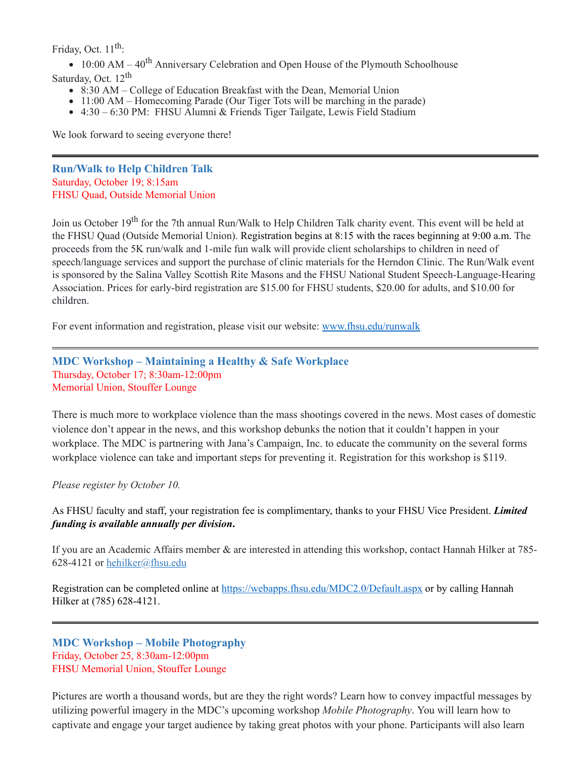Friday, Oct. 11th:

- 10:00 AM – 40th Anniversary Celebration and Open House of the Plymouth Schoolhouse

Saturday, Oct. 12th

- 8:30 AM – College of Education Breakfast with the Dean, Memorial Union
- 11:00 AM – Homecoming Parade (Our Tiger Tots will be marching in the parade)
- 4:30 – 6:30 PM: FHSU Alumni & Friends Tiger Tailgate, Lewis Field Stadium

We look forward to seeing everyone there!

---

### Run/Walk to Help Children Talk

Saturday, October 19; 8:15am
FHSU Quad, Outside Memorial Union

Join us October 19th for the 7th annual Run/Walk to Help Children Talk charity event. This event will be held at the FHSU Quad (Outside Memorial Union). Registration begins at 8:15 with the races beginning at 9:00 a.m. The proceeds from the 5K run/walk and 1-mile fun walk will provide client scholarships to children in need of speech/language services and support the purchase of clinic materials for the Herndon Clinic. The Run/Walk event is sponsored by the Salina Valley Scottish Rite Masons and the FHSU National Student Speech-Language-Hearing Association. Prices for early-bird registration are $15.00 for FHSU students, $20.00 for adults, and $10.00 for children.

For event information and registration, please visit our website: www.fhsu.edu/runwalk

---

### MDC Workshop – Maintaining a Healthy & Safe Workplace

Thursday, October 17; 8:30am-12:00pm
Memorial Union, Stouffer Lounge

There is much more to workplace violence than the mass shootings covered in the news. Most cases of domestic violence don't appear in the news, and this workshop debunks the notion that it couldn't happen in your workplace. The MDC is partnering with Jana's Campaign, Inc. to educate the community on the several forms workplace violence can take and important steps for preventing it. Registration for this workshop is $119.

*Please register by October 10.*

As FHSU faculty and staff, your registration fee is complimentary, thanks to your FHSU Vice President. ***Limited funding is available annually per division*.**

If you are an Academic Affairs member & are interested in attending this workshop, contact Hannah Hilker at 785-628-4121 or hehilker@fhsu.edu

Registration can be completed online at https://webapps.fhsu.edu/MDC2.0/Default.aspx or by calling Hannah Hilker at (785) 628-4121.

---

### MDC Workshop – Mobile Photography

Friday, October 25, 8:30am-12:00pm
FHSU Memorial Union, Stouffer Lounge

Pictures are worth a thousand words, but are they the right words? Learn how to convey impactful messages by utilizing powerful imagery in the MDC's upcoming workshop *Mobile Photography*. You will learn how to captivate and engage your target audience by taking great photos with your phone. Participants will also learn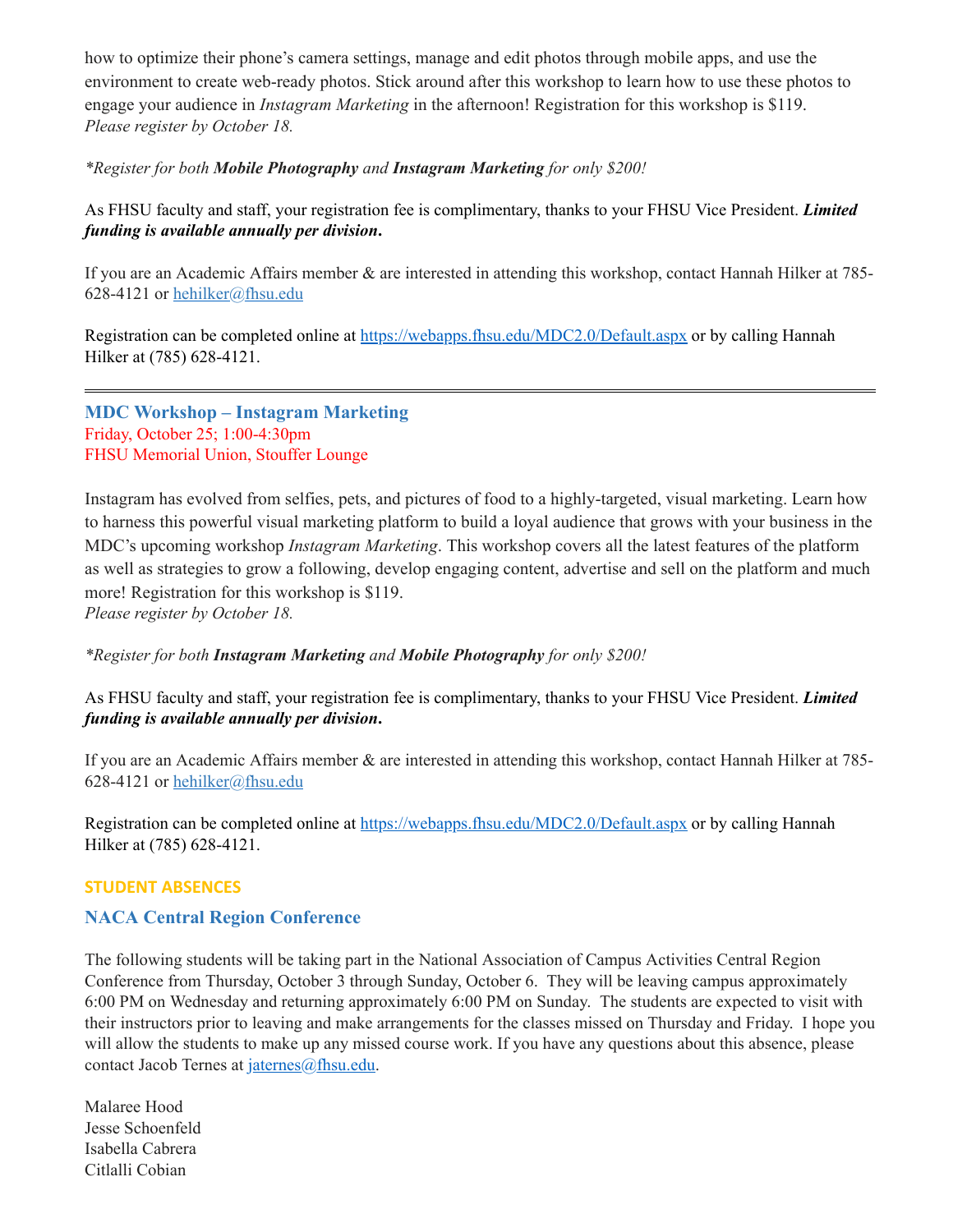how to optimize their phone's camera settings, manage and edit photos through mobile apps, and use the environment to create web-ready photos. Stick around after this workshop to learn how to use these photos to engage your audience in *Instagram Marketing* in the afternoon! Registration for this workshop is $119.
*Please register by October 18.*

*\*Register for both **Mobile Photography** and **Instagram Marketing** for only $200!*

As FHSU faculty and staff, your registration fee is complimentary, thanks to your FHSU Vice President. ***Limited funding is available annually per division.***

If you are an Academic Affairs member & are interested in attending this workshop, contact Hannah Hilker at 785-628-4121 or [hehilker@fhsu.edu](mailto:hehilker@fhsu.edu)

Registration can be completed online at [https://webapps.fhsu.edu/MDC2.0/Default.aspx](https://webapps.fhsu.edu/MDC2.0/Default.aspx) or by calling Hannah Hilker at (785) 628-4121.

---

### MDC Workshop – Instagram Marketing

Friday, October 25; 1:00-4:30pm
FHSU Memorial Union, Stouffer Lounge

Instagram has evolved from selfies, pets, and pictures of food to a highly-targeted, visual marketing. Learn how to harness this powerful visual marketing platform to build a loyal audience that grows with your business in the MDC's upcoming workshop *Instagram Marketing*. This workshop covers all the latest features of the platform as well as strategies to grow a following, develop engaging content, advertise and sell on the platform and much more! Registration for this workshop is $119.
*Please register by October 18.*

*\*Register for both **Instagram Marketing** and **Mobile Photography** for only $200!*

As FHSU faculty and staff, your registration fee is complimentary, thanks to your FHSU Vice President. ***Limited funding is available annually per division.***

If you are an Academic Affairs member & are interested in attending this workshop, contact Hannah Hilker at 785-628-4121 or [hehilker@fhsu.edu](mailto:hehilker@fhsu.edu)

Registration can be completed online at [https://webapps.fhsu.edu/MDC2.0/Default.aspx](https://webapps.fhsu.edu/MDC2.0/Default.aspx) or by calling Hannah Hilker at (785) 628-4121.

## STUDENT ABSENCES

### NACA Central Region Conference

The following students will be taking part in the National Association of Campus Activities Central Region Conference from Thursday, October 3 through Sunday, October 6. They will be leaving campus approximately 6:00 PM on Wednesday and returning approximately 6:00 PM on Sunday. The students are expected to visit with their instructors prior to leaving and make arrangements for the classes missed on Thursday and Friday. I hope you will allow the students to make up any missed course work. If you have any questions about this absence, please contact Jacob Ternes at [jaternes@fhsu.edu](mailto:jaternes@fhsu.edu).

Malaree Hood
Jesse Schoenfeld
Isabella Cabrera
Citlalli Cobian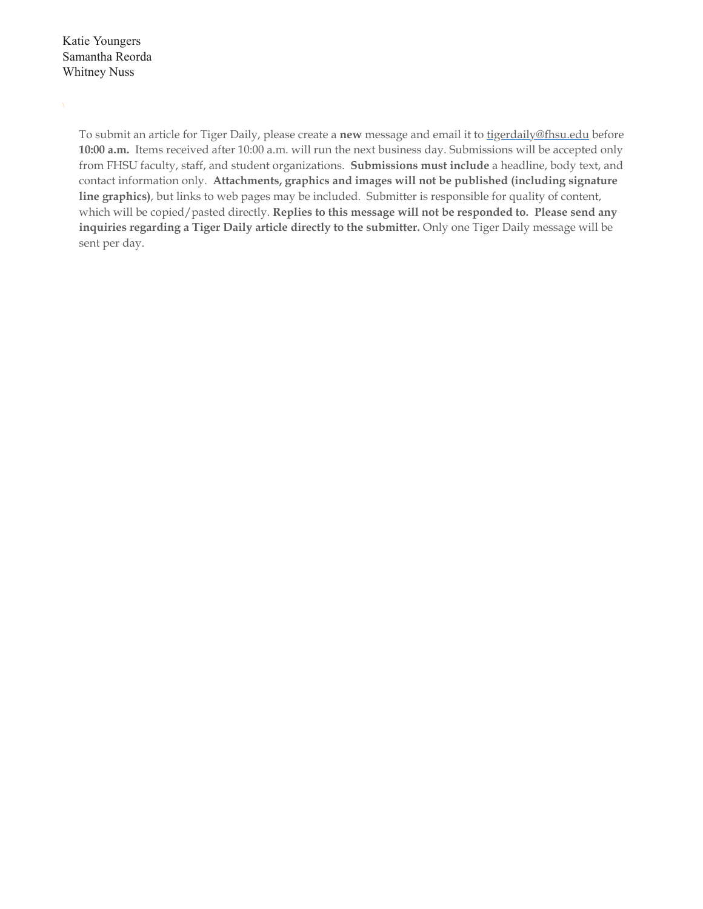Katie Youngers
Samantha Reorda
Whitney Nuss

To submit an article for Tiger Daily, please create a **new** message and email it to tigerdaily@fhsu.edu before **10:00 a.m.** Items received after 10:00 a.m. will run the next business day. Submissions will be accepted only from FHSU faculty, staff, and student organizations. **Submissions must include** a headline, body text, and contact information only. **Attachments, graphics and images will not be published (including signature line graphics)**, but links to web pages may be included. Submitter is responsible for quality of content, which will be copied/pasted directly. **Replies to this message will not be responded to. Please send any inquiries regarding a Tiger Daily article directly to the submitter.** Only one Tiger Daily message will be sent per day.